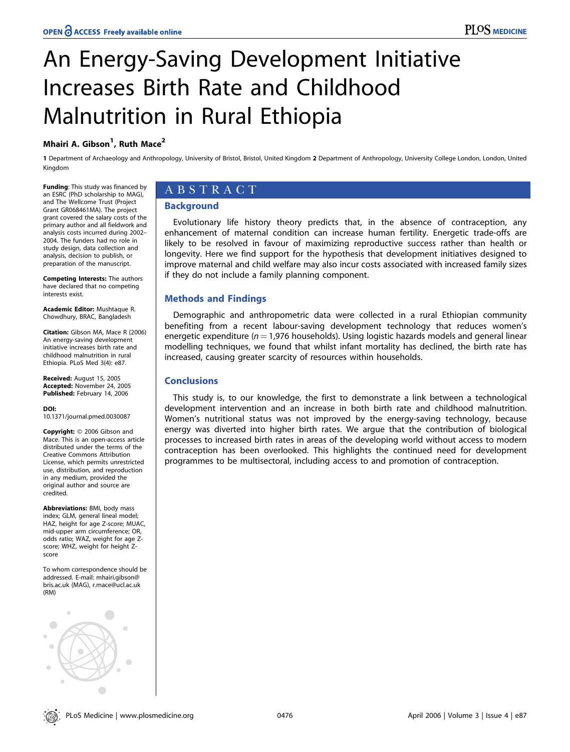# An Energy-Saving Development Initiative Increases Birth Rate and Childhood Malnutrition in Rural Ethiopia

**Mhairi A. Gibson[1], Ruth Mace[2]**

1 Department of Archaeology and Anthropology, University of Bristol, Bristol, United Kingdom 2 Department of Anthropology, University College London, London, United Kingdom

**Funding**: This study was financed by an ESRC (PhD scholarship to MAG), and The Wellcome Trust (Project Grant GR068461MA). The project grant covered the salary costs of the primary author and all fieldwork and analysis costs incurred during 2002–2004. The funders had no role in study design, data collection and analysis, decision to publish, or preparation of the manuscript.

**Competing Interests:** The authors have declared that no competing interests exist.

**Academic Editor:** Mushtaque R. Chowdhury, BRAC, Bangladesh

**Citation:** Gibson MA, Mace R (2006) An energy-saving development initiative increases birth rate and childhood malnutrition in rural Ethiopia. PLoS Med 3(4): e87.

**Received:** August 15, 2005
**Accepted:** November 24, 2005
**Published:** February 14, 2006

**DOI:** 10.1371/journal.pmed.0030087

**Copyright:** © 2006 Gibson and Mace. This is an open-access article distributed under the terms of the Creative Commons Attribution License, which permits unrestricted use, distribution, and reproduction in any medium, provided the original author and source are credited.

**Abbreviations:** BMI, body mass index; GLM, general lineal model; HAZ, height for age Z-score; MUAC, mid-upper arm circumference; OR, odds ratio; WAZ, weight for age Z-score; WHZ, weight for height Z-score

To whom correspondence should be addressed. E-mail: mhairi.gibson@bris.ac.uk (MAG), r.mace@ucl.ac.uk (RM)

## ABSTRACT

### Background

Evolutionary life history theory predicts that, in the absence of contraception, any enhancement of maternal condition can increase human fertility. Energetic trade-offs are likely to be resolved in favour of maximizing reproductive success rather than health or longevity. Here we find support for the hypothesis that development initiatives designed to improve maternal and child welfare may also incur costs associated with increased family sizes if they do not include a family planning component.

### Methods and Findings

Demographic and anthropometric data were collected in a rural Ethiopian community benefiting from a recent labour-saving development technology that reduces women's energetic expenditure ($n = 1{,}976$ households). Using logistic hazards models and general linear modelling techniques, we found that whilst infant mortality has declined, the birth rate has increased, causing greater scarcity of resources within households.

### Conclusions

This study is, to our knowledge, the first to demonstrate a link between a technological development intervention and an increase in both birth rate and childhood malnutrition. Women's nutritional status was not improved by the energy-saving technology, because energy was diverted into higher birth rates. We argue that the contribution of biological processes to increased birth rates in areas of the developing world without access to modern contraception has been overlooked. This highlights the continued need for development programmes to be multisectoral, including access to and promotion of contraception.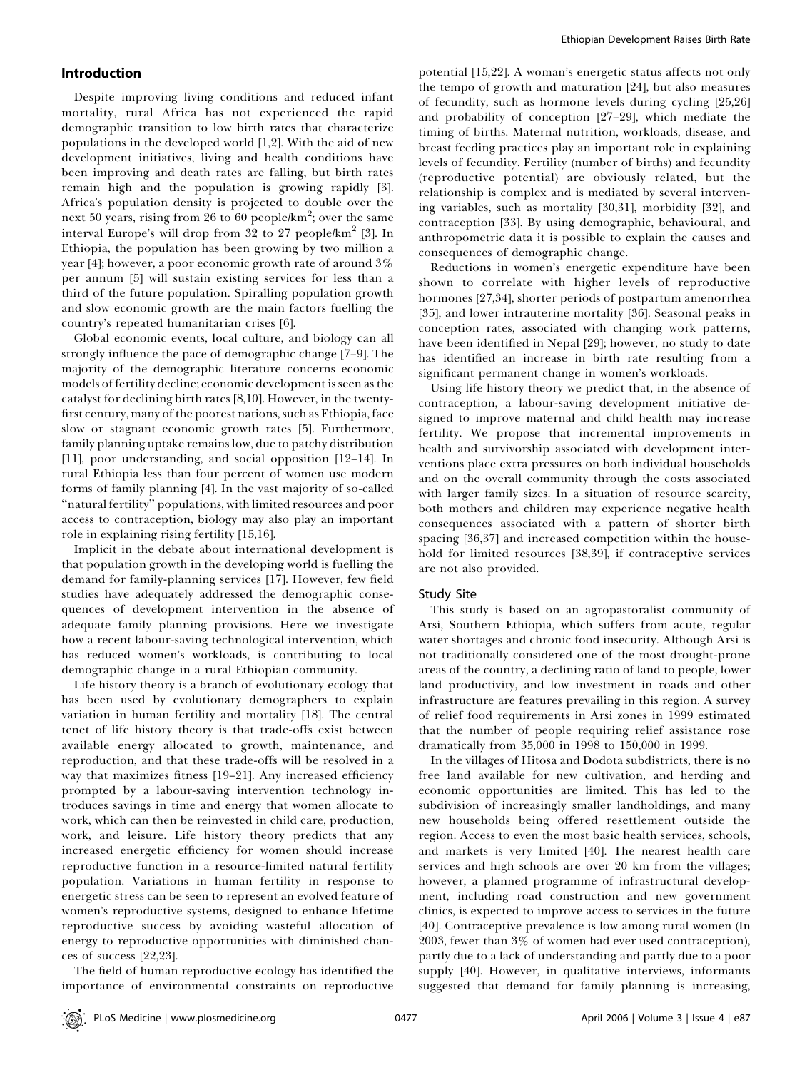## Introduction

Despite improving living conditions and reduced infant mortality, rural Africa has not experienced the rapid demographic transition to low birth rates that characterize populations in the developed world [1,2]. With the aid of new development initiatives, living and health conditions have been improving and death rates are falling, but birth rates remain high and the population is growing rapidly [3]. Africa's population density is projected to double over the next 50 years, rising from 26 to 60 people/km$^2$; over the same interval Europe's will drop from 32 to 27 people/km$^2$ [3]. In Ethiopia, the population has been growing by two million a year [4]; however, a poor economic growth rate of around 3% per annum [5] will sustain existing services for less than a third of the future population. Spiralling population growth and slow economic growth are the main factors fuelling the country's repeated humanitarian crises [6].

Global economic events, local culture, and biology can all strongly influence the pace of demographic change [7–9]. The majority of the demographic literature concerns economic models of fertility decline; economic development is seen as the catalyst for declining birth rates [8,10]. However, in the twenty-first century, many of the poorest nations, such as Ethiopia, face slow or stagnant economic growth rates [5]. Furthermore, family planning uptake remains low, due to patchy distribution [11], poor understanding, and social opposition [12–14]. In rural Ethiopia less than four percent of women use modern forms of family planning [4]. In the vast majority of so-called "natural fertility" populations, with limited resources and poor access to contraception, biology may also play an important role in explaining rising fertility [15,16].

Implicit in the debate about international development is that population growth in the developing world is fuelling the demand for family-planning services [17]. However, few field studies have adequately addressed the demographic consequences of development intervention in the absence of adequate family planning provisions. Here we investigate how a recent labour-saving technological intervention, which has reduced women's workloads, is contributing to local demographic change in a rural Ethiopian community.

Life history theory is a branch of evolutionary ecology that has been used by evolutionary demographers to explain variation in human fertility and mortality [18]. The central tenet of life history theory is that trade-offs exist between available energy allocated to growth, maintenance, and reproduction, and that these trade-offs will be resolved in a way that maximizes fitness [19–21]. Any increased efficiency prompted by a labour-saving intervention technology introduces savings in time and energy that women allocate to work, which can then be reinvested in child care, production, work, and leisure. Life history theory predicts that any increased energetic efficiency for women should increase reproductive function in a resource-limited natural fertility population. Variations in human fertility in response to energetic stress can be seen to represent an evolved feature of women's reproductive systems, designed to enhance lifetime reproductive success by avoiding wasteful allocation of energy to reproductive opportunities with diminished chances of success [22,23].

The field of human reproductive ecology has identified the importance of environmental constraints on reproductive potential [15,22]. A woman's energetic status affects not only the tempo of growth and maturation [24], but also measures of fecundity, such as hormone levels during cycling [25,26] and probability of conception [27–29], which mediate the timing of births. Maternal nutrition, workloads, disease, and breast feeding practices play an important role in explaining levels of fecundity. Fertility (number of births) and fecundity (reproductive potential) are obviously related, but the relationship is complex and is mediated by several intervening variables, such as mortality [30,31], morbidity [32], and contraception [33]. By using demographic, behavioural, and anthropometric data it is possible to explain the causes and consequences of demographic change.

Reductions in women's energetic expenditure have been shown to correlate with higher levels of reproductive hormones [27,34], shorter periods of postpartum amenorrhea [35], and lower intrauterine mortality [36]. Seasonal peaks in conception rates, associated with changing work patterns, have been identified in Nepal [29]; however, no study to date has identified an increase in birth rate resulting from a significant permanent change in women's workloads.

Using life history theory we predict that, in the absence of contraception, a labour-saving development initiative designed to improve maternal and child health may increase fertility. We propose that incremental improvements in health and survivorship associated with development interventions place extra pressures on both individual households and on the overall community through the costs associated with larger family sizes. In a situation of resource scarcity, both mothers and children may experience negative health consequences associated with a pattern of shorter birth spacing [36,37] and increased competition within the household for limited resources [38,39], if contraceptive services are not also provided.

### Study Site

This study is based on an agropastoralist community of Arsi, Southern Ethiopia, which suffers from acute, regular water shortages and chronic food insecurity. Although Arsi is not traditionally considered one of the most drought-prone areas of the country, a declining ratio of land to people, lower land productivity, and low investment in roads and other infrastructure are features prevailing in this region. A survey of relief food requirements in Arsi zones in 1999 estimated that the number of people requiring relief assistance rose dramatically from 35,000 in 1998 to 150,000 in 1999.

In the villages of Hitosa and Dodota subdistricts, there is no free land available for new cultivation, and herding and economic opportunities are limited. This has led to the subdivision of increasingly smaller landholdings, and many new households being offered resettlement outside the region. Access to even the most basic health services, schools, and markets is very limited [40]. The nearest health care services and high schools are over 20 km from the villages; however, a planned programme of infrastructural development, including road construction and new government clinics, is expected to improve access to services in the future [40]. Contraceptive prevalence is low among rural women (In 2003, fewer than 3% of women had ever used contraception), partly due to a lack of understanding and partly due to a poor supply [40]. However, in qualitative interviews, informants suggested that demand for family planning is increasing,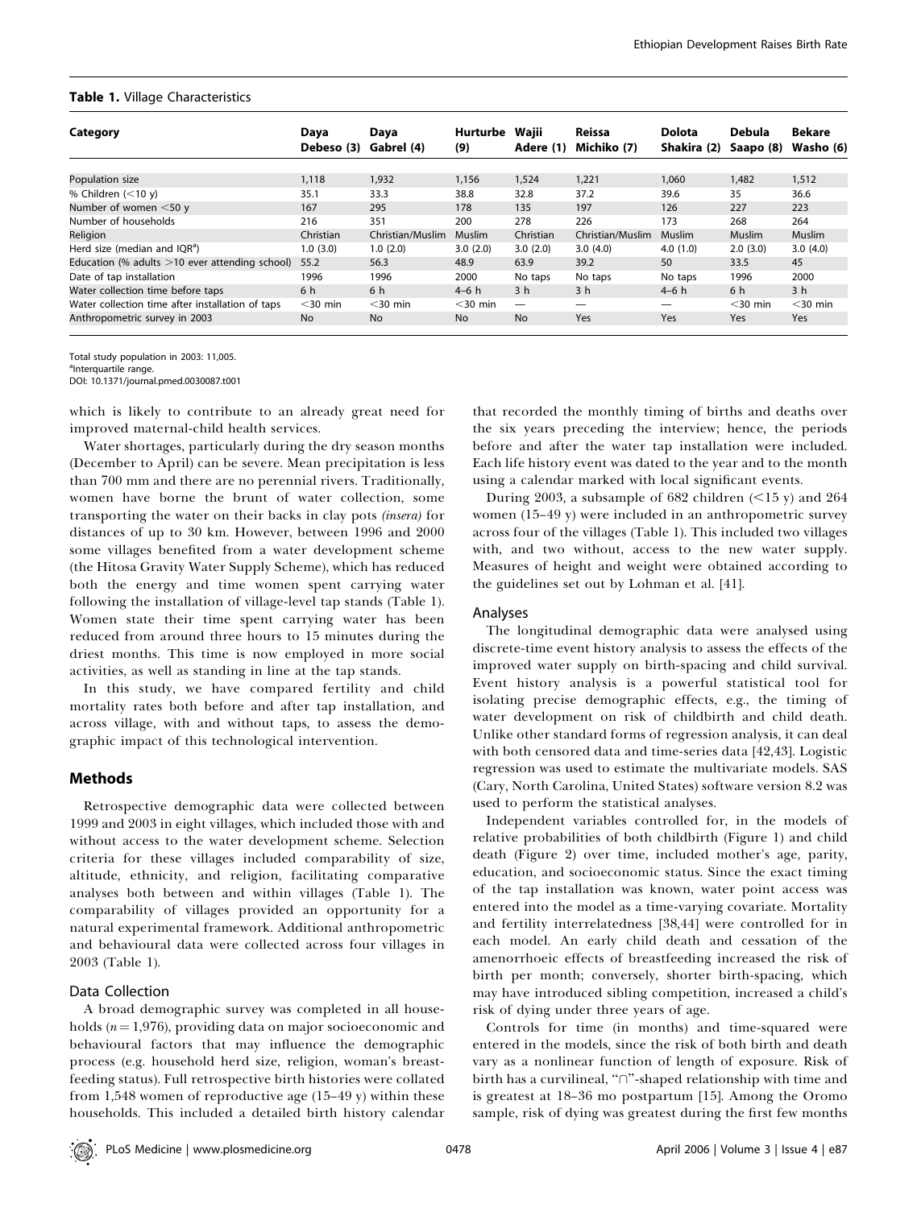**Table 1.** Village Characteristics

| Category | Daya Debeso (3) | Daya Gabrel (4) | Hurturbe (9) | Wajii Adere (1) | Reissa Michiko (7) | Dolota Shakira (2) | Debula Saapo (8) | Bekare Washo (6) |
|---|---|---|---|---|---|---|---|---|
| Population size | 1,118 | 1,932 | 1,156 | 1,524 | 1,221 | 1,060 | 1,482 | 1,512 |
| % Children (<10 y) | 35.1 | 33.3 | 38.8 | 32.8 | 37.2 | 39.6 | 35 | 36.6 |
| Number of women <50 y | 167 | 295 | 178 | 135 | 197 | 126 | 227 | 223 |
| Number of households | 216 | 351 | 200 | 278 | 226 | 173 | 268 | 264 |
| Religion | Christian | Christian/Muslim | Muslim | Christian | Christian/Muslim | Muslim | Muslim | Muslim |
| Herd size (median and IQR[a]) | 1.0 (3.0) | 1.0 (2.0) | 3.0 (2.0) | 3.0 (2.0) | 3.0 (4.0) | 4.0 (1.0) | 2.0 (3.0) | 3.0 (4.0) |
| Education (% adults >10 ever attending school) | 55.2 | 56.3 | 48.9 | 63.9 | 39.2 | 50 | 33.5 | 45 |
| Date of tap installation | 1996 | 1996 | 2000 | No taps | No taps | No taps | 1996 | 2000 |
| Water collection time before taps | 6 h | 6 h | 4–6 h | 3 h | 3 h | 4–6 h | 6 h | 3 h |
| Water collection time after installation of taps | <30 min | <30 min | <30 min | — | — | — | <30 min | <30 min |
| Anthropometric survey in 2003 | No | No | No | No | Yes | Yes | Yes | Yes |

Total study population in 2003: 11,005.
[a]Interquartile range.
DOI: 10.1371/journal.pmed.0030087.t001

which is likely to contribute to an already great need for improved maternal-child health services.

Water shortages, particularly during the dry season months (December to April) can be severe. Mean precipitation is less than 700 mm and there are no perennial rivers. Traditionally, women have borne the brunt of water collection, some transporting the water on their backs in clay pots *(insera)* for distances of up to 30 km. However, between 1996 and 2000 some villages benefited from a water development scheme (the Hitosa Gravity Water Supply Scheme), which has reduced both the energy and time women spent carrying water following the installation of village-level tap stands (Table 1). Women state their time spent carrying water has been reduced from around three hours to 15 minutes during the driest months. This time is now employed in more social activities, as well as standing in line at the tap stands.

In this study, we have compared fertility and child mortality rates both before and after tap installation, and across village, with and without taps, to assess the demographic impact of this technological intervention.

## Methods

Retrospective demographic data were collected between 1999 and 2003 in eight villages, which included those with and without access to the water development scheme. Selection criteria for these villages included comparability of size, altitude, ethnicity, and religion, facilitating comparative analyses both between and within villages (Table 1). The comparability of villages provided an opportunity for a natural experimental framework. Additional anthropometric and behavioural data were collected across four villages in 2003 (Table 1).

### Data Collection

A broad demographic survey was completed in all households ($n = 1,976$), providing data on major socioeconomic and behavioural factors that may influence the demographic process (e.g. household herd size, religion, woman's breastfeeding status). Full retrospective birth histories were collated from 1,548 women of reproductive age (15–49 y) within these households. This included a detailed birth history calendar that recorded the monthly timing of births and deaths over the six years preceding the interview; hence, the periods before and after the water tap installation were included. Each life history event was dated to the year and to the month using a calendar marked with local significant events.

During 2003, a subsample of 682 children (<15 y) and 264 women (15–49 y) were included in an anthropometric survey across four of the villages (Table 1). This included two villages with, and two without, access to the new water supply. Measures of height and weight were obtained according to the guidelines set out by Lohman et al. [41].

### Analyses

The longitudinal demographic data were analysed using discrete-time event history analysis to assess the effects of the improved water supply on birth-spacing and child survival. Event history analysis is a powerful statistical tool for isolating precise demographic effects, e.g., the timing of water development on risk of childbirth and child death. Unlike other standard forms of regression analysis, it can deal with both censored data and time-series data [42,43]. Logistic regression was used to estimate the multivariate models. SAS (Cary, North Carolina, United States) software version 8.2 was used to perform the statistical analyses.

Independent variables controlled for, in the models of relative probabilities of both childbirth (Figure 1) and child death (Figure 2) over time, included mother's age, parity, education, and socioeconomic status. Since the exact timing of the tap installation was known, water point access was entered into the model as a time-varying covariate. Mortality and fertility interrelatedness [38,44] were controlled for in each model. An early child death and cessation of the amenorrhoeic effects of breastfeeding increased the risk of birth per month; conversely, shorter birth-spacing, which may have introduced sibling competition, increased a child's risk of dying under three years of age.

Controls for time (in months) and time-squared were entered in the models, since the risk of both birth and death vary as a nonlinear function of length of exposure. Risk of birth has a curvilineal, "∩"-shaped relationship with time and is greatest at 18–36 mo postpartum [15]. Among the Oromo sample, risk of dying was greatest during the first few months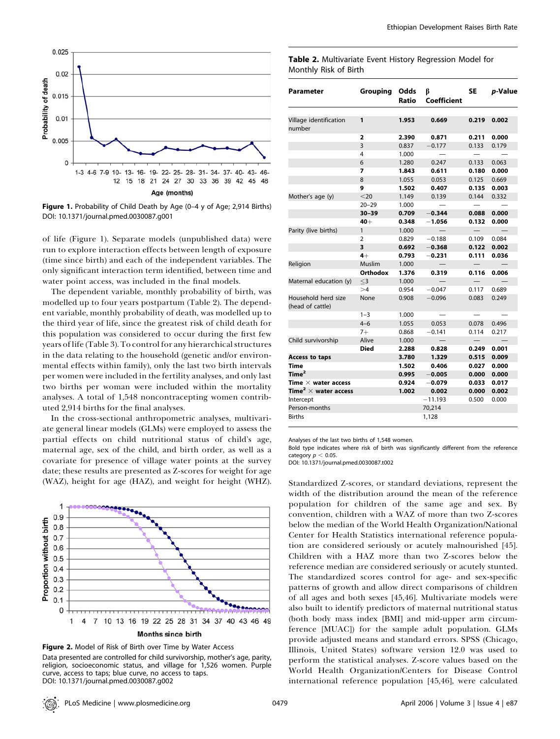0.025
0.02
0.015
0.01
0.005
0
Probability of death
1-3 4-6 7-9 10-12 13-15 16-18 19-21 22-24 25-27 28-30 31-33 34-36 37-39 40-42 43-45 46-48
Age (months)

**Figure 1.** Probability of Child Death by Age (0–4 y of Age; 2,914 Births)
DOI: 10.1371/journal.pmed.0030087.g001

of life (Figure 1). Separate models (unpublished data) were run to explore interaction effects between length of exposure (time since birth) and each of the independent variables. The only significant interaction term identified, between time and water point access, was included in the final models.

The dependent variable, monthly probability of birth, was modelled up to four years postpartum (Table 2). The dependent variable, monthly probability of death, was modelled up to the third year of life, since the greatest risk of child death for this population was considered to occur during the first few years of life (Table 3). To control for any hierarchical structures in the data relating to the household (genetic and/or environmental effects within family), only the last two birth intervals per woman were included in the fertility analyses, and only last two births per woman were included within the mortality analyses. A total of 1,548 noncontracepting women contributed 2,914 births for the final analyses.

In the cross-sectional anthropometric analyses, multivariate general linear models (GLMs) were employed to assess the partial effects on child nutritional status of child's age, maternal age, sex of the child, and birth order, as well as a covariate for presence of village water points at the survey date; these results are presented as Z-scores for weight for age (WAZ), height for age (HAZ), and weight for height (WHZ).

1
0.9
0.8
0.7
0.6
0.5
0.4
0.3
0.2
0.1
0
Proportion without birth
1 4 7 10 13 16 19 22 25 28 31 34 37 40 43 46 49
Months since birth

**Figure 2.** Model of Risk of Birth over Time by Water Access
Data presented are controlled for child survivorship, mother's age, parity, religion, socioeconomic status, and village for 1,526 women. Purple curve, access to taps; blue curve, no access to taps.
DOI: 10.1371/journal.pmed.0030087.g002

**Table 2.** Multivariate Event History Regression Model for Monthly Risk of Birth

| Parameter | Grouping | Odds Ratio | β Coefficient | SE | p-Value |
|---|---|---|---|---|---|
| Village identification number | **1** | **1.953** | **0.669** | **0.219** | **0.002** |
| | **2** | **2.390** | **0.871** | **0.211** | **0.000** |
| | 3 | 0.837 | −0.177 | 0.133 | 0.179 |
| | 4 | 1.000 | — | — | — |
| | 6 | 1.280 | 0.247 | 0.133 | 0.063 |
| | **7** | **1.843** | **0.611** | **0.180** | **0.000** |
| | 8 | 1.055 | 0.053 | 0.125 | 0.669 |
| | **9** | **1.502** | **0.407** | **0.135** | **0.003** |
| Mother's age (y) | <20 | 1.149 | 0.139 | 0.144 | 0.332 |
| | 20–29 | 1.000 | — | — | — |
| | **30–39** | **0.709** | **−0.344** | **0.088** | **0.000** |
| | **40+** | **0.348** | **−1.056** | **0.132** | **0.000** |
| Parity (live births) | 1 | 1.000 | — | — | — |
| | 2 | 0.829 | −0.188 | 0.109 | 0.084 |
| | **3** | **0.692** | **−0.368** | **0.122** | **0.002** |
| | **4+** | **0.793** | **−0.231** | **0.111** | **0.036** |
| Religion | Muslim | 1.000 | — | — | — |
| | **Orthodox** | **1.376** | **0.319** | **0.116** | **0.006** |
| Maternal education (y) | ≤3 | 1.000 | — | — | — |
| | >4 | 0.954 | −0.047 | 0.117 | 0.689 |
| Household herd size (head of cattle) | None | 0.908 | −0.096 | 0.083 | 0.249 |
| | 1–3 | 1.000 | — | — | — |
| | 4–6 | 1.055 | 0.053 | 0.078 | 0.496 |
| | 7+ | 0.868 | −0.141 | 0.114 | 0.217 |
| Child survivorship | Alive | 1.000 | — | — | — |
| | **Died** | **2.288** | **0.828** | **0.249** | **0.001** |
| **Access to taps** | | **3.780** | **1.329** | **0.515** | **0.009** |
| **Time** | | **1.502** | **0.406** | **0.027** | **0.000** |
| **Time$^2$** | | **0.995** | **−0.005** | **0.000** | **0.000** |
| **Time × water access** | | **0.924** | **−0.079** | **0.033** | **0.017** |
| **Time$^2$ × water access** | | **1.002** | **0.002** | **0.000** | **0.002** |
| Intercept | | | −11.193 | 0.500 | 0.000 |
| Person-months | | | 70,214 | | |
| Births | | | 1,128 | | |

Analyses of the last two births of 1,548 women.
Bold type indicates where risk of birth was significantly different from the reference category $p < 0.05$.
DOI: 10.1371/journal.pmed.0030087.t002

Standardized Z-scores, or standard deviations, represent the width of the distribution around the mean of the reference population for children of the same age and sex. By convention, children with a WAZ of more than two Z-scores below the median of the World Health Organization/National Center for Health Statistics international reference population are considered seriously or acutely malnourished [45]. Children with a HAZ more than two Z-scores below the reference median are considered seriously or acutely stunted. The standardized scores control for age- and sex-specific patterns of growth and allow direct comparisons of children of all ages and both sexes [45,46]. Multivariate models were also built to identify predictors of maternal nutritional status (both body mass index [BMI] and mid-upper arm circumference [MUAC]) for the sample adult population. GLMs provide adjusted means and standard errors. SPSS (Chicago, Illinois, United States) software version 12.0 was used to perform the statistical analyses. Z-score values based on the World Health Organization/Centers for Disease Control international reference population [45,46], were calculated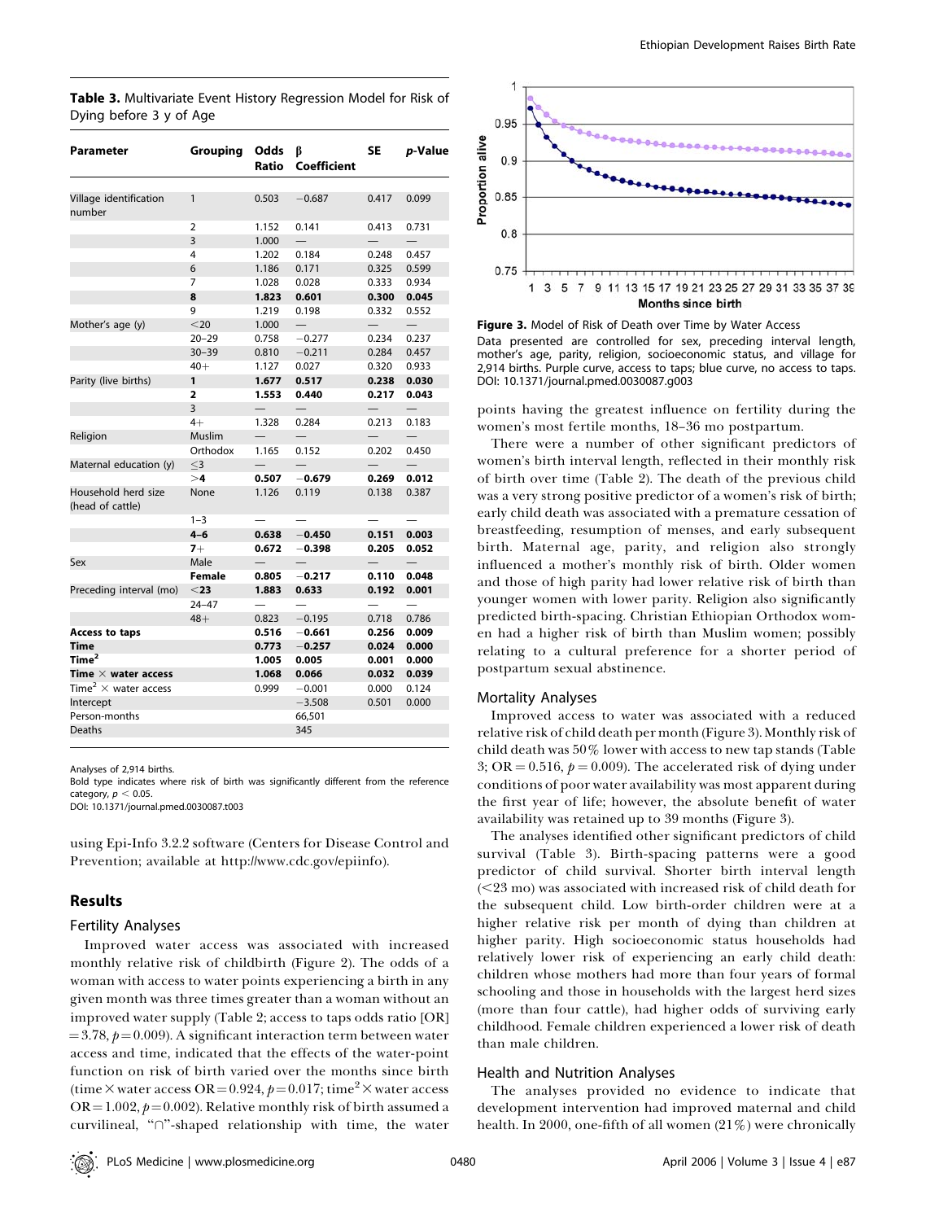**Table 3.** Multivariate Event History Regression Model for Risk of Dying before 3 y of Age

| Parameter | Grouping | Odds Ratio | β Coefficient | SE | *p*-Value |
|---|---|---|---|---|---|
| Village identification number | 1 | 0.503 | −0.687 | 0.417 | 0.099 |
| | 2 | 1.152 | 0.141 | 0.413 | 0.731 |
| | 3 | 1.000 | — | — | — |
| | 4 | 1.202 | 0.184 | 0.248 | 0.457 |
| | 6 | 1.186 | 0.171 | 0.325 | 0.599 |
| | 7 | 1.028 | 0.028 | 0.333 | 0.934 |
| | **8** | **1.823** | **0.601** | **0.300** | **0.045** |
| | 9 | 1.219 | 0.198 | 0.332 | 0.552 |
| Mother's age (y) | <20 | 1.000 | — | — | — |
| | 20–29 | 0.758 | −0.277 | 0.234 | 0.237 |
| | 30–39 | 0.810 | −0.211 | 0.284 | 0.457 |
| | 40+ | 1.127 | 0.027 | 0.320 | 0.933 |
| Parity (live births) | **1** | **1.677** | **0.517** | **0.238** | **0.030** |
| | **2** | **1.553** | **0.440** | **0.217** | **0.043** |
| | 3 | — | — | — | — |
| | 4+ | 1.328 | 0.284 | 0.213 | 0.183 |
| Religion | Muslim | — | — | — | — |
| | Orthodox | 1.165 | 0.152 | 0.202 | 0.450 |
| Maternal education (y) | ≤3 | — | — | — | — |
| | **>4** | **0.507** | **−0.679** | **0.269** | **0.012** |
| Household herd size (head of cattle) | None | 1.126 | 0.119 | 0.138 | 0.387 |
| | 1–3 | — | — | — | — |
| | **4–6** | **0.638** | **−0.450** | **0.151** | **0.003** |
| | **7+** | **0.672** | **−0.398** | **0.205** | **0.052** |
| Sex | Male | — | — | — | — |
| | **Female** | **0.805** | **−0.217** | **0.110** | **0.048** |
| Preceding interval (mo) | **<23** | **1.883** | **0.633** | **0.192** | **0.001** |
| | 24–47 | — | — | — | — |
| | 48+ | 0.823 | −0.195 | 0.718 | 0.786 |
| **Access to taps** | | **0.516** | **−0.661** | **0.256** | **0.009** |
| **Time** | | **0.773** | **−0.257** | **0.024** | **0.000** |
| **Time$^2$** | | **1.005** | **0.005** | **0.001** | **0.000** |
| **Time × water access** | | **1.068** | **0.066** | **0.032** | **0.039** |
| Time$^2$ × water access | | 0.999 | −0.001 | 0.000 | 0.124 |
| Intercept | | | −3.508 | 0.501 | 0.000 |
| Person-months | | | 66,501 | | |
| Deaths | | | 345 | | |

Analyses of 2,914 births.
Bold type indicates where risk of birth was significantly different from the reference category, $p < 0.05$.
DOI: 10.1371/journal.pmed.0030087.t003

using Epi-Info 3.2.2 software (Centers for Disease Control and Prevention; available at http://www.cdc.gov/epiinfo).

## Results

### Fertility Analyses

Improved water access was associated with increased monthly relative risk of childbirth (Figure 2). The odds of a woman with access to water points experiencing a birth in any given month was three times greater than a woman without an improved water supply (Table 2; access to taps odds ratio [OR] = 3.78, $p = 0.009$). A significant interaction term between water access and time, indicated that the effects of the water-point function on risk of birth varied over the months since birth (time × water access OR = 0.924, $p = 0.017$; time$^2$ × water access OR = 1.002, $p = 0.002$). Relative monthly risk of birth assumed a curvilineal, "∩"-shaped relationship with time, the water points having the greatest influence on fertility during the women's most fertile months, 18–36 mo postpartum.

There were a number of other significant predictors of women's birth interval length, reflected in their monthly risk of birth over time (Table 2). The death of the previous child was a very strong positive predictor of a women's risk of birth; early child death was associated with a premature cessation of breastfeeding, resumption of menses, and early subsequent birth. Maternal age, parity, and religion also strongly influenced a mother's monthly risk of birth. Older women and those of high parity had lower relative risk of birth than younger women with lower parity. Religion also significantly predicted birth-spacing. Christian Ethiopian Orthodox women had a higher risk of birth than Muslim women; possibly relating to a cultural preference for a shorter period of postpartum sexual abstinence.

### Mortality Analyses

Improved access to water was associated with a reduced relative risk of child death per month (Figure 3). Monthly risk of child death was 50% lower with access to new tap stands (Table 3; OR = 0.516, $p = 0.009$). The accelerated risk of dying under conditions of poor water availability was most apparent during the first year of life; however, the absolute benefit of water availability was retained up to 39 months (Figure 3).

The analyses identified other significant predictors of child survival (Table 3). Birth-spacing patterns were a good predictor of child survival. Shorter birth interval length (<23 mo) was associated with increased risk of child death for the subsequent child. Low birth-order children were at a higher relative risk per month of dying than children at higher parity. High socioeconomic status households had relatively lower risk of experiencing an early child death: children whose mothers had more than four years of formal schooling and those in households with the largest herd sizes (more than four cattle), had higher odds of surviving early childhood. Female children experienced a lower risk of death than male children.

### Health and Nutrition Analyses

The analyses provided no evidence to indicate that development intervention had improved maternal and child health. In 2000, one-fifth of all women (21%) were chronically

1
0.95
0.9
0.85
0.8
0.75
Proportion alive
1 3 5 7 9 11 13 15 17 19 21 23 25 27 29 31 33 35 37 39
Months since birth

**Figure 3.** Model of Risk of Death over Time by Water Access

Data presented are controlled for sex, preceding interval length, mother's age, parity, religion, socioeconomic status, and village for 2,914 births. Purple curve, access to taps; blue curve, no access to taps.
DOI: 10.1371/journal.pmed.0030087.g003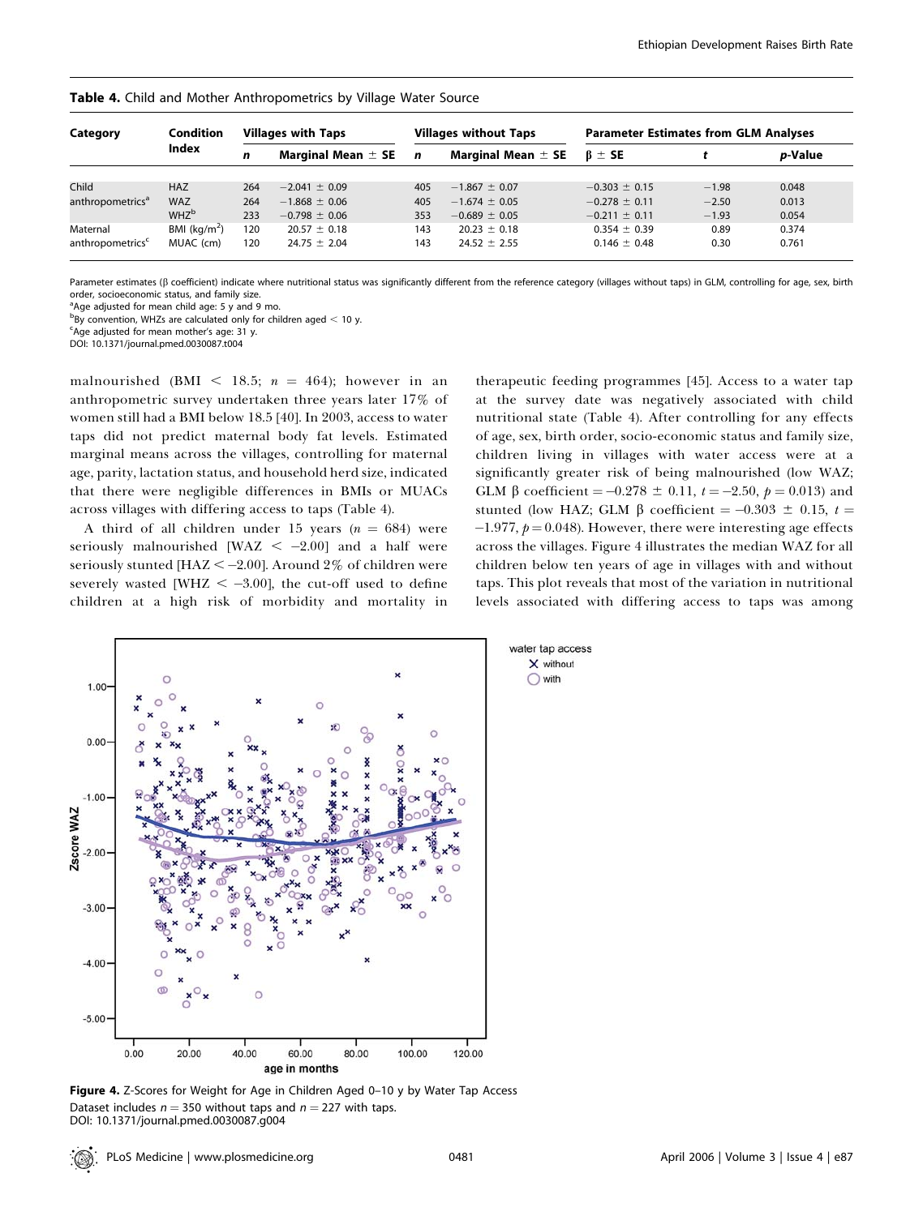**Table 4.** Child and Mother Anthropometrics by Village Water Source

| Category | Condition Index | Villages with Taps | | Villages without Taps | | Parameter Estimates from GLM Analyses | | |
|---|---|---|---|---|---|---|---|---|
| | | $n$ | Marginal Mean ± SE | $n$ | Marginal Mean ± SE | β ± SE | $t$ | $p$-Value |
| Child anthropometrics[a] | HAZ | 264 | −2.041 ± 0.09 | 405 | −1.867 ± 0.07 | −0.303 ± 0.15 | −1.98 | 0.048 |
| | WAZ | 264 | −1.868 ± 0.06 | 405 | −1.674 ± 0.05 | −0.278 ± 0.11 | −2.50 | 0.013 |
| | WHZ[b] | 233 | −0.798 ± 0.06 | 353 | −0.689 ± 0.05 | −0.211 ± 0.11 | −1.93 | 0.054 |
| Maternal anthropometrics[c] | BMI (kg/m$^2$) | 120 | 20.57 ± 0.18 | 143 | 20.23 ± 0.18 | 0.354 ± 0.39 | 0.89 | 0.374 |
| | MUAC (cm) | 120 | 24.75 ± 2.04 | 143 | 24.52 ± 2.55 | 0.146 ± 0.48 | 0.30 | 0.761 |

Parameter estimates (β coefficient) indicate where nutritional status was significantly different from the reference category (villages without taps) in GLM, controlling for age, sex, birth order, socioeconomic status, and family size.

[a]Age adjusted for mean child age: 5 y and 9 mo.

[b]By convention, WHZs are calculated only for children aged < 10 y.

[c]Age adjusted for mean mother's age: 31 y.

DOI: 10.1371/journal.pmed.0030087.t004

malnourished (BMI < 18.5; $n$ = 464); however in an anthropometric survey undertaken three years later 17% of women still had a BMI below 18.5 [40]. In 2003, access to water taps did not predict maternal body fat levels. Estimated marginal means across the villages, controlling for maternal age, parity, lactation status, and household herd size, indicated that there were negligible differences in BMIs or MUACs across villages with differing access to taps (Table 4).

A third of all children under 15 years ($n$ = 684) were seriously malnourished [WAZ < −2.00] and a half were seriously stunted [HAZ < −2.00]. Around 2% of children were severely wasted [WHZ < −3.00], the cut-off used to define children at a high risk of morbidity and mortality in therapeutic feeding programmes [45]. Access to a water tap at the survey date was negatively associated with child nutritional state (Table 4). After controlling for any effects of age, sex, birth order, socio-economic status and family size, children living in villages with water access were at a significantly greater risk of being malnourished (low WAZ; GLM β coefficient = −0.278 ± 0.11, $t$ = −2.50, $p$ = 0.013) and stunted (low HAZ; GLM β coefficient = −0.303 ± 0.15, $t$ = −1.977, $p$ = 0.048). However, there were interesting age effects across the villages. Figure 4 illustrates the median WAZ for all children below ten years of age in villages with and without taps. This plot reveals that most of the variation in nutritional levels associated with differing access to taps was among

**Figure 4.** Z-Scores for Weight for Age in Children Aged 0–10 y by Water Tap Access

Dataset includes $n$ = 350 without taps and $n$ = 227 with taps.

DOI: 10.1371/journal.pmed.0030087.g004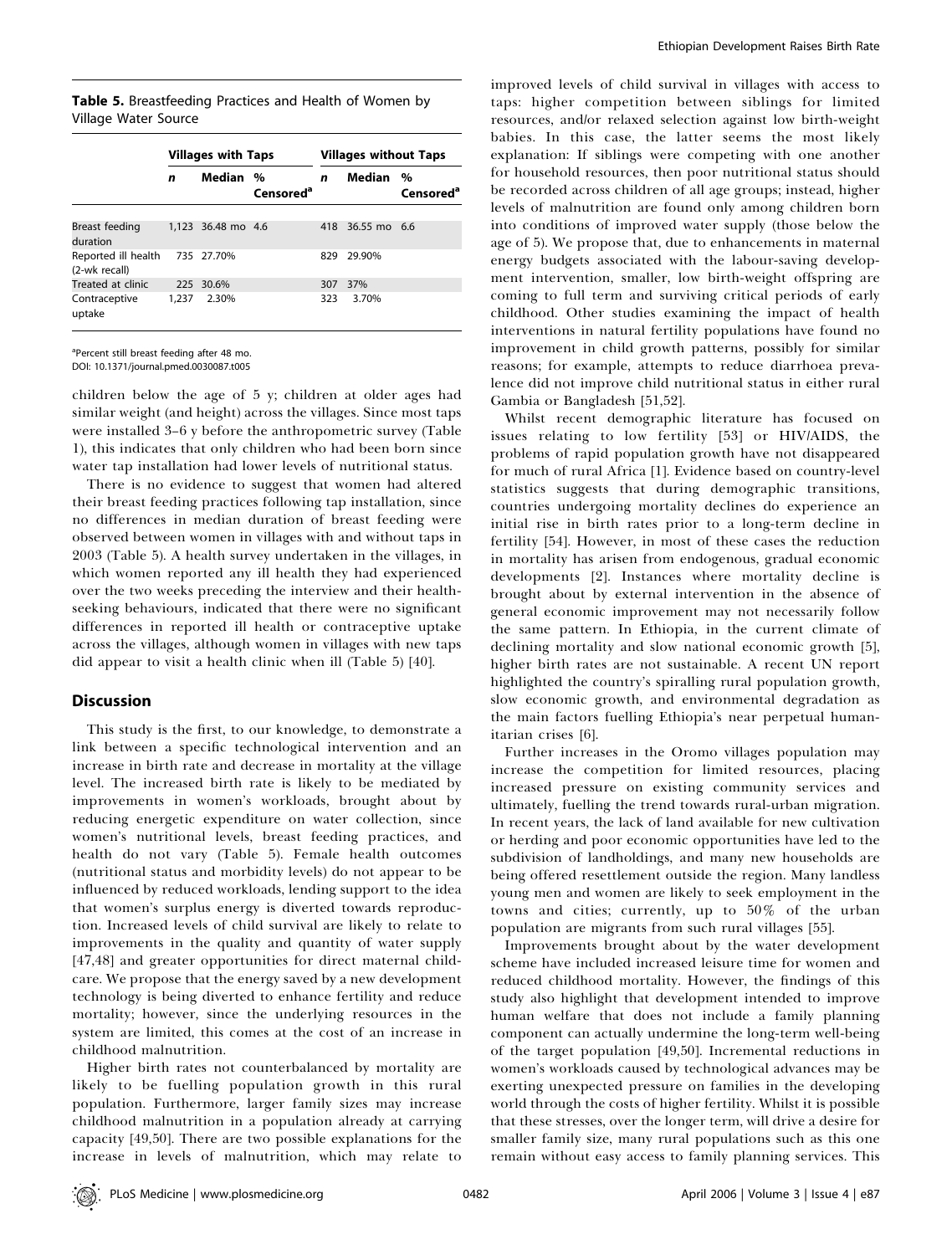**Table 5.** Breastfeeding Practices and Health of Women by Village Water Source

| | Villages with Taps | | | Villages without Taps | | |
|---|---|---|---|---|---|---|
| | n | Median | % Censored[a] | n | Median | % Censored[a] |
| Breast feeding duration | 1,123 | 36.48 mo | 4.6 | 418 | 36.55 mo | 6.6 |
| Reported ill health (2-wk recall) | 735 | 27.70% | | 829 | 29.90% | |
| Treated at clinic | 225 | 30.6% | | 307 | 37% | |
| Contraceptive uptake | 1,237 | 2.30% | | 323 | 3.70% | |

[a]Percent still breast feeding after 48 mo.
DOI: 10.1371/journal.pmed.0030087.t005

children below the age of 5 y; children at older ages had similar weight (and height) across the villages. Since most taps were installed 3–6 y before the anthropometric survey (Table 1), this indicates that only children who had been born since water tap installation had lower levels of nutritional status.

There is no evidence to suggest that women had altered their breast feeding practices following tap installation, since no differences in median duration of breast feeding were observed between women in villages with and without taps in 2003 (Table 5). A health survey undertaken in the villages, in which women reported any ill health they had experienced over the two weeks preceding the interview and their health-seeking behaviours, indicated that there were no significant differences in reported ill health or contraceptive uptake across the villages, although women in villages with new taps did appear to visit a health clinic when ill (Table 5) [40].

## Discussion

This study is the first, to our knowledge, to demonstrate a link between a specific technological intervention and an increase in birth rate and decrease in mortality at the village level. The increased birth rate is likely to be mediated by improvements in women's workloads, brought about by reducing energetic expenditure on water collection, since women's nutritional levels, breast feeding practices, and health do not vary (Table 5). Female health outcomes (nutritional status and morbidity levels) do not appear to be influenced by reduced workloads, lending support to the idea that women's surplus energy is diverted towards reproduction. Increased levels of child survival are likely to relate to improvements in the quality and quantity of water supply [47,48] and greater opportunities for direct maternal childcare. We propose that the energy saved by a new development technology is being diverted to enhance fertility and reduce mortality; however, since the underlying resources in the system are limited, this comes at the cost of an increase in childhood malnutrition.

Higher birth rates not counterbalanced by mortality are likely to be fuelling population growth in this rural population. Furthermore, larger family sizes may increase childhood malnutrition in a population already at carrying capacity [49,50]. There are two possible explanations for the increase in levels of malnutrition, which may relate to improved levels of child survival in villages with access to taps: higher competition between siblings for limited resources, and/or relaxed selection against low birth-weight babies. In this case, the latter seems the most likely explanation: If siblings were competing with one another for household resources, then poor nutritional status should be recorded across children of all age groups; instead, higher levels of malnutrition are found only among children born into conditions of improved water supply (those below the age of 5). We propose that, due to enhancements in maternal energy budgets associated with the labour-saving development intervention, smaller, low birth-weight offspring are coming to full term and surviving critical periods of early childhood. Other studies examining the impact of health interventions in natural fertility populations have found no improvement in child growth patterns, possibly for similar reasons; for example, attempts to reduce diarrhoea prevalence did not improve child nutritional status in either rural Gambia or Bangladesh [51,52].

Whilst recent demographic literature has focused on issues relating to low fertility [53] or HIV/AIDS, the problems of rapid population growth have not disappeared for much of rural Africa [1]. Evidence based on country-level statistics suggests that during demographic transitions, countries undergoing mortality declines do experience an initial rise in birth rates prior to a long-term decline in fertility [54]. However, in most of these cases the reduction in mortality has arisen from endogenous, gradual economic developments [2]. Instances where mortality decline is brought about by external intervention in the absence of general economic improvement may not necessarily follow the same pattern. In Ethiopia, in the current climate of declining mortality and slow national economic growth [5], higher birth rates are not sustainable. A recent UN report highlighted the country's spiralling rural population growth, slow economic growth, and environmental degradation as the main factors fuelling Ethiopia's near perpetual humanitarian crises [6].

Further increases in the Oromo villages population may increase the competition for limited resources, placing increased pressure on existing community services and ultimately, fuelling the trend towards rural-urban migration. In recent years, the lack of land available for new cultivation or herding and poor economic opportunities have led to the subdivision of landholdings, and many new households are being offered resettlement outside the region. Many landless young men and women are likely to seek employment in the towns and cities; currently, up to 50% of the urban population are migrants from such rural villages [55].

Improvements brought about by the water development scheme have included increased leisure time for women and reduced childhood mortality. However, the findings of this study also highlight that development intended to improve human welfare that does not include a family planning component can actually undermine the long-term well-being of the target population [49,50]. Incremental reductions in women's workloads caused by technological advances may be exerting unexpected pressure on families in the developing world through the costs of higher fertility. Whilst it is possible that these stresses, over the longer term, will drive a desire for smaller family size, many rural populations such as this one remain without easy access to family planning services. This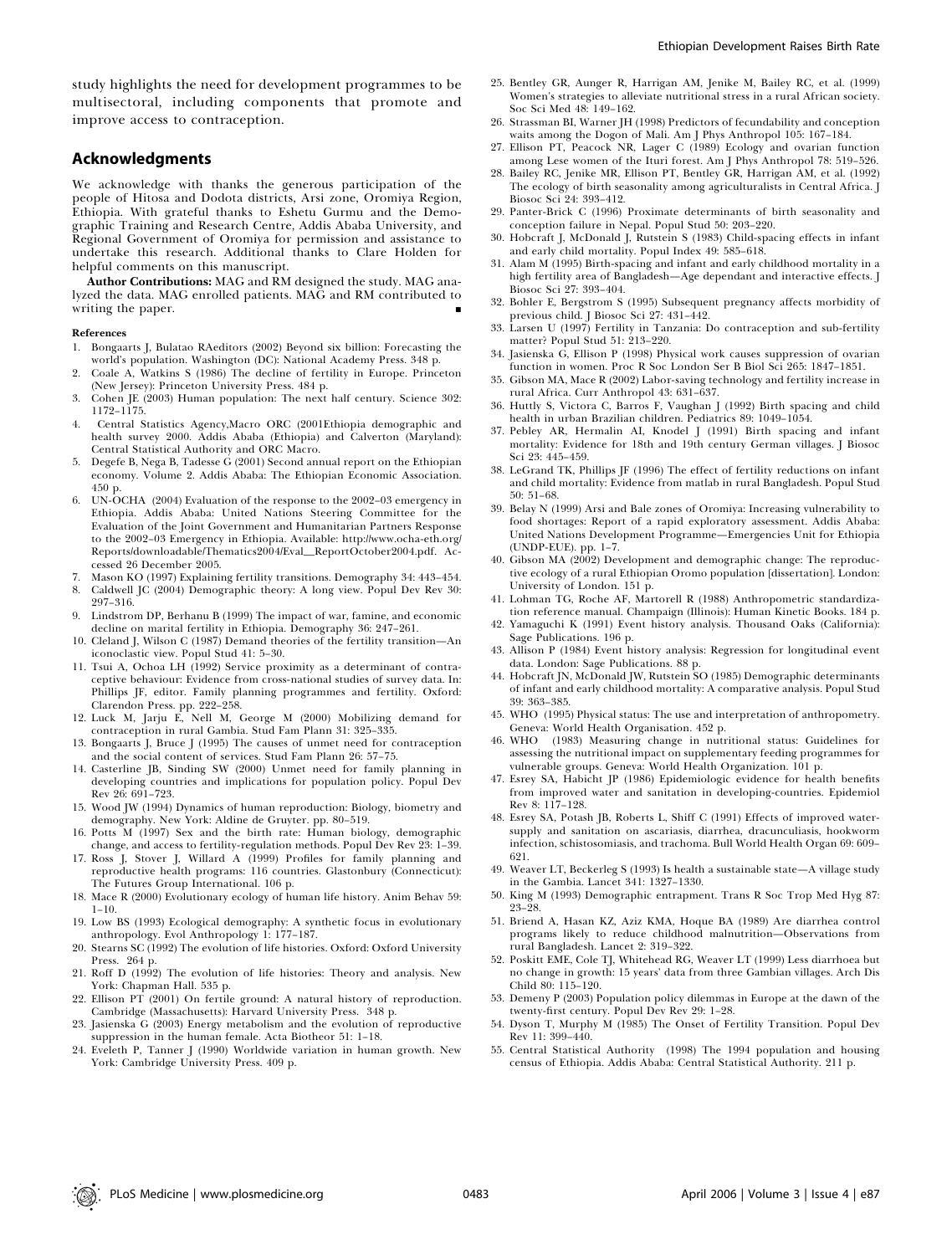study highlights the need for development programmes to be multisectoral, including components that promote and improve access to contraception.

## Acknowledgments

We acknowledge with thanks the generous participation of the people of Hitosa and Dodota districts, Arsi zone, Oromiya Region, Ethiopia. With grateful thanks to Eshetu Gurmu and the Demographic Training and Research Centre, Addis Ababa University, and Regional Government of Oromiya for permission and assistance to undertake this research. Additional thanks to Clare Holden for helpful comments on this manuscript.

**Author Contributions:** MAG and RM designed the study. MAG analyzed the data. MAG enrolled patients. MAG and RM contributed to writing the paper.

### References

1. Bongaarts J, Bulatao RAeditors (2002) Beyond six billion: Forecasting the world's population. Washington (DC): National Academy Press. 348 p.
2. Coale A, Watkins S (1986) The decline of fertility in Europe. Princeton (New Jersey): Princeton University Press. 484 p.
3. Cohen JE (2003) Human population: The next half century. Science 302: 1172–1175.
4. Central Statistics Agency,Macro ORC (2001Ethiopia demographic and health survey 2000. Addis Ababa (Ethiopia) and Calverton (Maryland): Central Statistical Authority and ORC Macro.
5. Degefe B, Nega B, Tadesse G (2001) Second annual report on the Ethiopian economy. Volume 2. Addis Ababa: The Ethiopian Economic Association. 450 p.
6. UN-OCHA (2004) Evaluation of the response to the 2002–03 emergency in Ethiopia. Addis Ababa: United Nations Steering Committee for the Evaluation of the Joint Government and Humanitarian Partners Response to the 2002–03 Emergency in Ethiopia. Available: http://www.ocha-eth.org/Reports/downloadable/Thematics2004/Eval__ReportOctober2004.pdf. Accessed 26 December 2005.
7. Mason KO (1997) Explaining fertility transitions. Demography 34: 443–454.
8. Caldwell JC (2004) Demographic theory: A long view. Popul Dev Rev 30: 297–316.
9. Lindstrom DP, Berhanu B (1999) The impact of war, famine, and economic decline on marital fertility in Ethiopia. Demography 36: 247–261.
10. Cleland J, Wilson C (1987) Demand theories of the fertility transition—An iconoclastic view. Popul Stud 41: 5–30.
11. Tsui A, Ochoa LH (1992) Service proximity as a determinant of contraceptive behaviour: Evidence from cross-national studies of survey data. In: Phillips JF, editor. Family planning programmes and fertility. Oxford: Clarendon Press. pp. 222–258.
12. Luck M, Jarju E, Nell M, George M (2000) Mobilizing demand for contraception in rural Gambia. Stud Fam Plann 31: 325–335.
13. Bongaarts J, Bruce J (1995) The causes of unmet need for contraception and the social content of services. Stud Fam Plann 26: 57–75.
14. Casterline JB, Sinding SW (2000) Unmet need for family planning in developing countries and implications for population policy. Popul Dev Rev 26: 691–723.
15. Wood JW (1994) Dynamics of human reproduction: Biology, biometry and demography. New York: Aldine de Gruyter. pp. 80–519.
16. Potts M (1997) Sex and the birth rate: Human biology, demographic change, and access to fertility-regulation methods. Popul Dev Rev 23: 1–39.
17. Ross J, Stover J, Willard A (1999) Profiles for family planning and reproductive health programs: 116 countries. Glastonbury (Connecticut): The Futures Group International. 106 p.
18. Mace R (2000) Evolutionary ecology of human life history. Anim Behav 59: 1–10.
19. Low BS (1993) Ecological demography: A synthetic focus in evolutionary anthropology. Evol Anthropology 1: 177–187.
20. Stearns SC (1992) The evolution of life histories. Oxford: Oxford University Press. 264 p.
21. Roff D (1992) The evolution of life histories: Theory and analysis. New York: Chapman Hall. 535 p.
22. Ellison PT (2001) On fertile ground: A natural history of reproduction. Cambridge (Massachusetts): Harvard University Press. 348 p.
23. Jasienska G (2003) Energy metabolism and the evolution of reproductive suppression in the human female. Acta Biotheor 51: 1–18.
24. Eveleth P, Tanner J (1990) Worldwide variation in human growth. New York: Cambridge University Press. 409 p.
25. Bentley GR, Aunger R, Harrigan AM, Jenike M, Bailey RC, et al. (1999) Women's strategies to alleviate nutritional stress in a rural African society. Soc Sci Med 48: 149–162.
26. Strassman BI, Warner JH (1998) Predictors of fecundability and conception waits among the Dogon of Mali. Am J Phys Anthropol 105: 167–184.
27. Ellison PT, Peacock NR, Lager C (1989) Ecology and ovarian function among Lese women of the Ituri forest. Am J Phys Anthropol 78: 519–526.
28. Bailey RC, Jenike MR, Ellison PT, Bentley GR, Harrigan AM, et al. (1992) The ecology of birth seasonality among agriculturalists in Central Africa. J Biosoc Sci 24: 393–412.
29. Panter-Brick C (1996) Proximate determinants of birth seasonality and conception failure in Nepal. Popul Stud 50: 203–220.
30. Hobcraft J, McDonald J, Rutstein S (1983) Child-spacing effects in infant and early child mortality. Popul Index 49: 585–618.
31. Alam M (1995) Birth-spacing and infant and early childhood mortality in a high fertility area of Bangladesh—Age dependant and interactive effects. J Biosoc Sci 27: 393–404.
32. Bohler E, Bergstrom S (1995) Subsequent pregnancy affects morbidity of previous child. J Biosoc Sci 27: 431–442.
33. Larsen U (1997) Fertility in Tanzania: Do contraception and sub-fertility matter? Popul Stud 51: 213–220.
34. Jasienska G, Ellison P (1998) Physical work causes suppression of ovarian function in women. Proc R Soc London Ser B Biol Sci 265: 1847–1851.
35. Gibson MA, Mace R (2002) Labor-saving technology and fertility increase in rural Africa. Curr Anthropol 43: 631–637.
36. Huttly S, Victora C, Barros F, Vaughan J (1992) Birth spacing and child health in urban Brazilian children. Pediatrics 89: 1049–1054.
37. Pebley AR, Hermalin AI, Knodel J (1991) Birth spacing and infant mortality: Evidence for 18th and 19th century German villages. J Biosoc Sci 23: 445–459.
38. LeGrand TK, Phillips JF (1996) The effect of fertility reductions on infant and child mortality: Evidence from matlab in rural Bangladesh. Popul Stud 50: 51–68.
39. Belay N (1999) Arsi and Bale zones of Oromiya: Increasing vulnerability to food shortages: Report of a rapid exploratory assessment. Addis Ababa: United Nations Development Programme—Emergencies Unit for Ethiopia (UNDP-EUE). pp. 1–7.
40. Gibson MA (2002) Development and demographic change: The reproductive ecology of a rural Ethiopian Oromo population [dissertation]. London: University of London. 151 p.
41. Lohman TG, Roche AF, Martorell R (1988) Anthropometric standardization reference manual. Champaign (Illinois): Human Kinetic Books. 184 p.
42. Yamaguchi K (1991) Event history analysis. Thousand Oaks (California): Sage Publications. 196 p.
43. Allison P (1984) Event history analysis: Regression for longitudinal event data. London: Sage Publications. 88 p.
44. Hobcraft JN, McDonald JW, Rutstein SO (1985) Demographic determinants of infant and early childhood mortality: A comparative analysis. Popul Stud 39: 363–385.
45. WHO (1995) Physical status: The use and interpretation of anthropometry. Geneva: World Health Organisation. 452 p.
46. WHO (1983) Measuring change in nutritional status: Guidelines for assessing the nutritional impact on supplementary feeding programmes for vulnerable groups. Geneva: World Health Organization. 101 p.
47. Esrey SA, Habicht JP (1986) Epidemiologic evidence for health benefits from improved water and sanitation in developing-countries. Epidemiol Rev 8: 117–128.
48. Esrey SA, Potash JB, Roberts L, Shiff C (1991) Effects of improved water-supply and sanitation on ascariasis, diarrhea, dracunculiasis, hookworm infection, schistosomiasis, and trachoma. Bull World Health Organ 69: 609–621.
49. Weaver LT, Beckerleg S (1993) Is health a sustainable state—A village study in the Gambia. Lancet 341: 1327–1330.
50. King M (1993) Demographic entrapment. Trans R Soc Trop Med Hyg 87: 23–28.
51. Briend A, Hasan KZ, Aziz KMA, Hoque BA (1989) Are diarrhea control programs likely to reduce childhood malnutrition—Observations from rural Bangladesh. Lancet 2: 319–322.
52. Poskitt EME, Cole TJ, Whitehead RG, Weaver LT (1999) Less diarrhoea but no change in growth: 15 years' data from three Gambian villages. Arch Dis Child 80: 115–120.
53. Demeny P (2003) Population policy dilemmas in Europe at the dawn of the twenty-first century. Popul Dev Rev 29: 1–28.
54. Dyson T, Murphy M (1985) The Onset of Fertility Transition. Popul Dev Rev 11: 399–440.
55. Central Statistical Authority (1998) The 1994 population and housing census of Ethiopia. Addis Ababa: Central Statistical Authority. 211 p.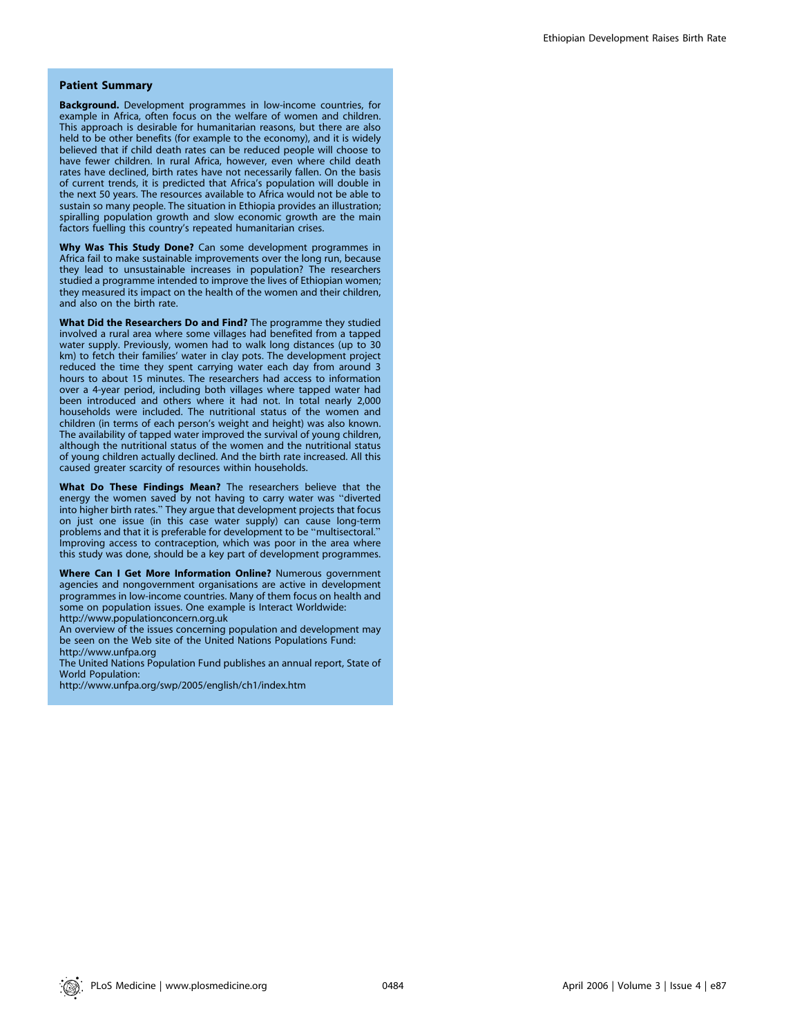## Patient Summary

**Background.** Development programmes in low-income countries, for example in Africa, often focus on the welfare of women and children. This approach is desirable for humanitarian reasons, but there are also held to be other benefits (for example to the economy), and it is widely believed that if child death rates can be reduced people will choose to have fewer children. In rural Africa, however, even where child death rates have declined, birth rates have not necessarily fallen. On the basis of current trends, it is predicted that Africa's population will double in the next 50 years. The resources available to Africa would not be able to sustain so many people. The situation in Ethiopia provides an illustration; spiralling population growth and slow economic growth are the main factors fuelling this country's repeated humanitarian crises.

**Why Was This Study Done?** Can some development programmes in Africa fail to make sustainable improvements over the long run, because they lead to unsustainable increases in population? The researchers studied a programme intended to improve the lives of Ethiopian women; they measured its impact on the health of the women and their children, and also on the birth rate.

**What Did the Researchers Do and Find?** The programme they studied involved a rural area where some villages had benefited from a tapped water supply. Previously, women had to walk long distances (up to 30 km) to fetch their families' water in clay pots. The development project reduced the time they spent carrying water each day from around 3 hours to about 15 minutes. The researchers had access to information over a 4-year period, including both villages where tapped water had been introduced and others where it had not. In total nearly 2,000 households were included. The nutritional status of the women and children (in terms of each person's weight and height) was also known. The availability of tapped water improved the survival of young children, although the nutritional status of the women and the nutritional status of young children actually declined. And the birth rate increased. All this caused greater scarcity of resources within households.

**What Do These Findings Mean?** The researchers believe that the energy the women saved by not having to carry water was "diverted into higher birth rates." They argue that development projects that focus on just one issue (in this case water supply) can cause long-term problems and that it is preferable for development to be "multisectoral." Improving access to contraception, which was poor in the area where this study was done, should be a key part of development programmes.

**Where Can I Get More Information Online?** Numerous government agencies and nongovernment organisations are active in development programmes in low-income countries. Many of them focus on health and some on population issues. One example is Interact Worldwide:
http://www.populationconcern.org.uk

An overview of the issues concerning population and development may be seen on the Web site of the United Nations Populations Fund:
http://www.unfpa.org

The United Nations Population Fund publishes an annual report, State of World Population:
http://www.unfpa.org/swp/2005/english/ch1/index.htm